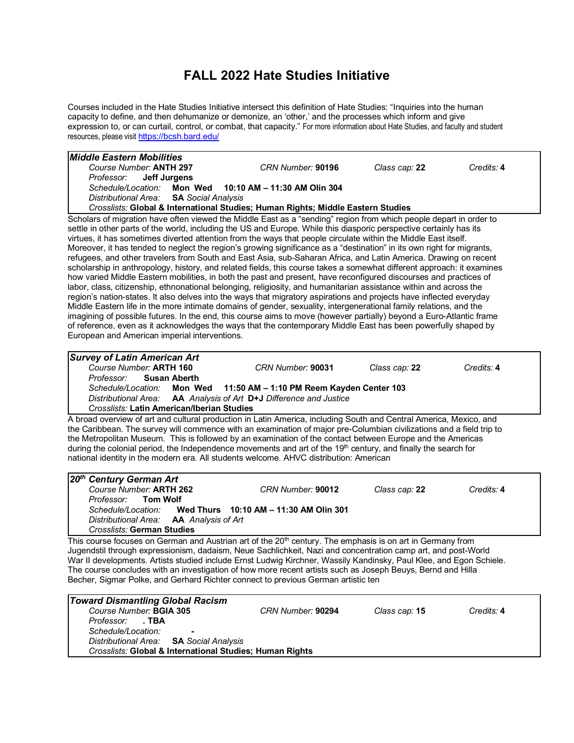# FALL 2022 Hate Studies Initiative

Courses included in the Hate Studies Initiative intersect this definition of Hate Studies: "Inquiries into the human capacity to define, and then dehumanize or demonize, an 'other,' and the processes which inform and give expression to, or can curtail, control, or combat, that capacity." For more information about Hate Studies, and faculty and student resources, please visit https://bcsh.bard.edu/

---

***Middle Eastern Mobilities***
*Course Number:* **ANTH 297** *CRN Number:* **90196** *Class cap:* **22** *Credits:* **4**
*Professor:* **Jeff Jurgens**
*Schedule/Location:* **Mon Wed 10:10 AM – 11:30 AM Olin 304**
*Distributional Area:* **SA** *Social Analysis*
*Crosslists:* **Global & International Studies; Human Rights; Middle Eastern Studies**

Scholars of migration have often viewed the Middle East as a "sending" region from which people depart in order to settle in other parts of the world, including the US and Europe. While this diasporic perspective certainly has its virtues, it has sometimes diverted attention from the ways that people circulate within the Middle East itself. Moreover, it has tended to neglect the region's growing significance as a "destination" in its own right for migrants, refugees, and other travelers from South and East Asia, sub-Saharan Africa, and Latin America. Drawing on recent scholarship in anthropology, history, and related fields, this course takes a somewhat different approach: it examines how varied Middle Eastern mobilities, in both the past and present, have reconfigured discourses and practices of labor, class, citizenship, ethnonational belonging, religiosity, and humanitarian assistance within and across the region's nation-states. It also delves into the ways that migratory aspirations and projects have inflected everyday Middle Eastern life in the more intimate domains of gender, sexuality, intergenerational family relations, and the imagining of possible futures. In the end, this course aims to move (however partially) beyond a Euro-Atlantic frame of reference, even as it acknowledges the ways that the contemporary Middle East has been powerfully shaped by European and American imperial interventions.

---

***Survey of Latin American Art***
*Course Number:* **ARTH 160** *CRN Number:* **90031** *Class cap:* **22** *Credits:* **4**
*Professor:* **Susan Aberth**
*Schedule/Location:* **Mon Wed 11:50 AM – 1:10 PM Reem Kayden Center 103**
*Distributional Area:* **AA** *Analysis of Art* **D+J** *Difference and Justice*
*Crosslists:* **Latin American/Iberian Studies**

A broad overview of art and cultural production in Latin America, including South and Central America, Mexico, and the Caribbean. The survey will commence with an examination of major pre-Columbian civilizations and a field trip to the Metropolitan Museum. This is followed by an examination of the contact between Europe and the Americas during the colonial period, the Independence movements and art of the 19th century, and finally the search for national identity in the modern era. All students welcome. AHVC distribution: American

---

***20th Century German Art***
*Course Number:* **ARTH 262** *CRN Number:* **90012** *Class cap:* **22** *Credits:* **4**
*Professor:* **Tom Wolf**
*Schedule/Location:* **Wed Thurs 10:10 AM – 11:30 AM Olin 301**
*Distributional Area:* **AA** *Analysis of Art*
*Crosslists:* **German Studies**

This course focuses on German and Austrian art of the 20th century. The emphasis is on art in Germany from Jugendstil through expressionism, dadaism, Neue Sachlichkeit, Nazi and concentration camp art, and post-World War II developments. Artists studied include Ernst Ludwig Kirchner, Wassily Kandinsky, Paul Klee, and Egon Schiele. The course concludes with an investigation of how more recent artists such as Joseph Beuys, Bernd and Hilla Becher, Sigmar Polke, and Gerhard Richter connect to previous German artistic ten

---

***Toward Dismantling Global Racism***
*Course Number:* **BGIA 305** *CRN Number:* **90294** *Class cap:* **15** *Credits:* **4**
*Professor:* **. TBA**
*Schedule/Location:* **-**
*Distributional Area:* **SA** *Social Analysis*
*Crosslists:* **Global & International Studies; Human Rights**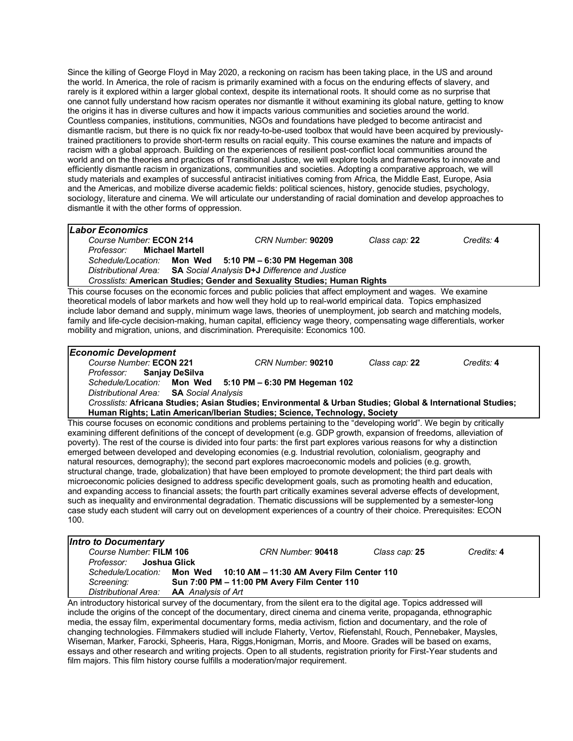Since the killing of George Floyd in May 2020, a reckoning on racism has been taking place, in the US and around the world. In America, the role of racism is primarily examined with a focus on the enduring effects of slavery, and rarely is it explored within a larger global context, despite its international roots. It should come as no surprise that one cannot fully understand how racism operates nor dismantle it without examining its global nature, getting to know the origins it has in diverse cultures and how it impacts various communities and societies around the world. Countless companies, institutions, communities, NGOs and foundations have pledged to become antiracist and dismantle racism, but there is no quick fix nor ready-to-be-used toolbox that would have been acquired by previously-trained practitioners to provide short-term results on racial equity. This course examines the nature and impacts of racism with a global approach. Building on the experiences of resilient post-conflict local communities around the world and on the theories and practices of Transitional Justice, we will explore tools and frameworks to innovate and efficiently dismantle racism in organizations, communities and societies. Adopting a comparative approach, we will study materials and examples of successful antiracist initiatives coming from Africa, the Middle East, Europe, Asia and the Americas, and mobilize diverse academic fields: political sciences, history, genocide studies, psychology, sociology, literature and cinema. We will articulate our understanding of racial domination and develop approaches to dismantle it with the other forms of oppression.

### *Labor Economics*

*Course Number:* **ECON 214** | *CRN Number:* **90209** | *Class cap:* **22** | *Credits:* **4**

*Professor:* **Michael Martell**

*Schedule/Location:* **Mon Wed 5:10 PM – 6:30 PM Hegeman 308**

*Distributional Area:* **SA** *Social Analysis* **D+J** *Difference and Justice*

*Crosslists:* **American Studies; Gender and Sexuality Studies; Human Rights**

This course focuses on the economic forces and public policies that affect employment and wages. We examine theoretical models of labor markets and how well they hold up to real-world empirical data. Topics emphasized include labor demand and supply, minimum wage laws, theories of unemployment, job search and matching models, family and life-cycle decision-making, human capital, efficiency wage theory, compensating wage differentials, worker mobility and migration, unions, and discrimination. Prerequisite: Economics 100.

### *Economic Development*

*Course Number:* **ECON 221** | *CRN Number:* **90210** | *Class cap:* **22** | *Credits:* **4**

*Professor:* **Sanjay DeSilva**

*Schedule/Location:* **Mon Wed 5:10 PM – 6:30 PM Hegeman 102**

*Distributional Area:* **SA** *Social Analysis*

*Crosslists:* **Africana Studies; Asian Studies; Environmental & Urban Studies; Global & International Studies; Human Rights; Latin American/Iberian Studies; Science, Technology, Society**

This course focuses on economic conditions and problems pertaining to the "developing world". We begin by critically examining different definitions of the concept of development (e.g. GDP growth, expansion of freedoms, alleviation of poverty). The rest of the course is divided into four parts: the first part explores various reasons for why a distinction emerged between developed and developing economies (e.g. Industrial revolution, colonialism, geography and natural resources, demography); the second part explores macroeconomic models and policies (e.g. growth, structural change, trade, globalization) that have been employed to promote development; the third part deals with microeconomic policies designed to address specific development goals, such as promoting health and education, and expanding access to financial assets; the fourth part critically examines several adverse effects of development, such as inequality and environmental degradation. Thematic discussions will be supplemented by a semester-long case study each student will carry out on development experiences of a country of their choice. Prerequisites: ECON 100.

### *Intro to Documentary*

*Course Number:* **FILM 106** | *CRN Number:* **90418** | *Class cap:* **25** | *Credits:* **4**

*Professor:* **Joshua Glick**

*Schedule/Location:* **Mon Wed 10:10 AM – 11:30 AM Avery Film Center 110**

*Screening:* **Sun 7:00 PM – 11:00 PM Avery Film Center 110**

*Distributional Area:* **AA** *Analysis of Art*

An introductory historical survey of the documentary, from the silent era to the digital age. Topics addressed will include the origins of the concept of the documentary, direct cinema and cinema verite, propaganda, ethnographic media, the essay film, experimental documentary forms, media activism, fiction and documentary, and the role of changing technologies. Filmmakers studied will include Flaherty, Vertov, Riefenstahl, Rouch, Pennebaker, Maysles, Wiseman, Marker, Farocki, Spheeris, Hara, Riggs,Honigman, Morris, and Moore. Grades will be based on exams, essays and other research and writing projects. Open to all students, registration priority for First-Year students and film majors. This film history course fulfills a moderation/major requirement.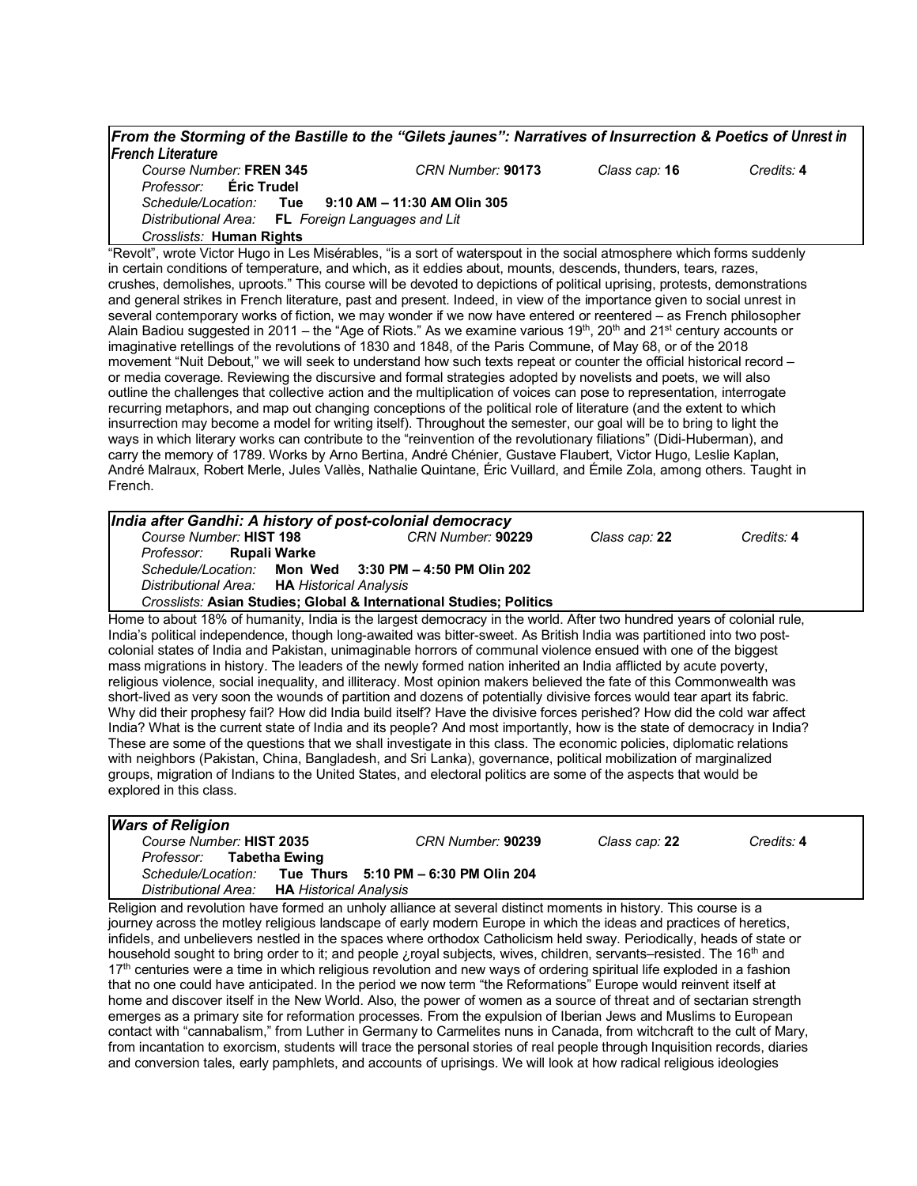### *From the Storming of the Bastille to the "Gilets jaunes": Narratives of Insurrection & Poetics of Unrest in French Literature*

*Course Number:* **FREN 345** *CRN Number:* **90173** *Class cap:* **16** *Credits:* **4**
*Professor:* **Éric Trudel**
*Schedule/Location:* **Tue 9:10 AM – 11:30 AM Olin 305**
*Distributional Area:* **FL** *Foreign Languages and Lit*
*Crosslists:* **Human Rights**

"Revolt", wrote Victor Hugo in Les Misérables, "is a sort of waterspout in the social atmosphere which forms suddenly in certain conditions of temperature, and which, as it eddies about, mounts, descends, thunders, tears, razes, crushes, demolishes, uproots." This course will be devoted to depictions of political uprising, protests, demonstrations and general strikes in French literature, past and present. Indeed, in view of the importance given to social unrest in several contemporary works of fiction, we may wonder if we now have entered or reentered – as French philosopher Alain Badiou suggested in 2011 – the "Age of Riots." As we examine various 19th, 20th and 21st century accounts or imaginative retellings of the revolutions of 1830 and 1848, of the Paris Commune, of May 68, or of the 2018 movement "Nuit Debout," we will seek to understand how such texts repeat or counter the official historical record – or media coverage. Reviewing the discursive and formal strategies adopted by novelists and poets, we will also outline the challenges that collective action and the multiplication of voices can pose to representation, interrogate recurring metaphors, and map out changing conceptions of the political role of literature (and the extent to which insurrection may become a model for writing itself). Throughout the semester, our goal will be to bring to light the ways in which literary works can contribute to the "reinvention of the revolutionary filiations" (Didi-Huberman), and carry the memory of 1789. Works by Arno Bertina, André Chénier, Gustave Flaubert, Victor Hugo, Leslie Kaplan, André Malraux, Robert Merle, Jules Vallès, Nathalie Quintane, Éric Vuillard, and Émile Zola, among others. Taught in French.

### *India after Gandhi: A history of post-colonial democracy*

*Course Number:* **HIST 198** *CRN Number:* **90229** *Class cap:* **22** *Credits:* **4**
*Professor:* **Rupali Warke**
*Schedule/Location:* **Mon Wed 3:30 PM – 4:50 PM Olin 202**
*Distributional Area:* **HA** *Historical Analysis*
*Crosslists:* **Asian Studies; Global & International Studies; Politics**

Home to about 18% of humanity, India is the largest democracy in the world. After two hundred years of colonial rule, India's political independence, though long-awaited was bitter-sweet. As British India was partitioned into two post-colonial states of India and Pakistan, unimaginable horrors of communal violence ensued with one of the biggest mass migrations in history. The leaders of the newly formed nation inherited an India afflicted by acute poverty, religious violence, social inequality, and illiteracy. Most opinion makers believed the fate of this Commonwealth was short-lived as very soon the wounds of partition and dozens of potentially divisive forces would tear apart its fabric. Why did their prophesy fail? How did India build itself? Have the divisive forces perished? How did the cold war affect India? What is the current state of India and its people? And most importantly, how is the state of democracy in India? These are some of the questions that we shall investigate in this class. The economic policies, diplomatic relations with neighbors (Pakistan, China, Bangladesh, and Sri Lanka), governance, political mobilization of marginalized groups, migration of Indians to the United States, and electoral politics are some of the aspects that would be explored in this class.

### *Wars of Religion*

*Course Number:* **HIST 2035** *CRN Number:* **90239** *Class cap:* **22** *Credits:* **4**
*Professor:* **Tabetha Ewing**
*Schedule/Location:* **Tue Thurs 5:10 PM – 6:30 PM Olin 204**
*Distributional Area:* **HA** *Historical Analysis*

Religion and revolution have formed an unholy alliance at several distinct moments in history. This course is a journey across the motley religious landscape of early modern Europe in which the ideas and practices of heretics, infidels, and unbelievers nestled in the spaces where orthodox Catholicism held sway. Periodically, heads of state or household sought to bring order to it; and people ¿royal subjects, wives, children, servants–resisted. The 16th and 17th centuries were a time in which religious revolution and new ways of ordering spiritual life exploded in a fashion that no one could have anticipated. In the period we now term "the Reformations" Europe would reinvent itself at home and discover itself in the New World. Also, the power of women as a source of threat and of sectarian strength emerges as a primary site for reformation processes. From the expulsion of Iberian Jews and Muslims to European contact with "cannabalism," from Luther in Germany to Carmelites nuns in Canada, from witchcraft to the cult of Mary, from incantation to exorcism, students will trace the personal stories of real people through Inquisition records, diaries and conversion tales, early pamphlets, and accounts of uprisings. We will look at how radical religious ideologies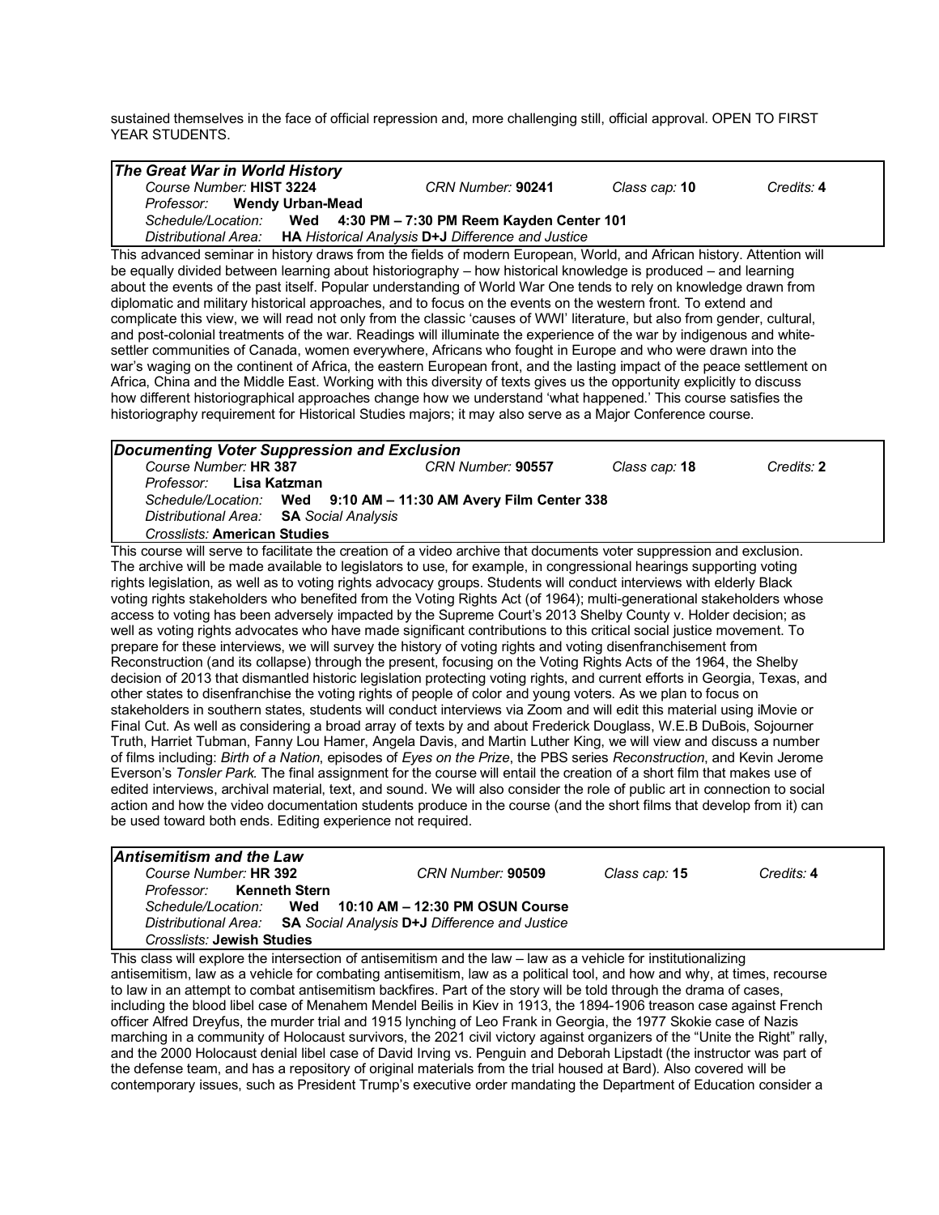sustained themselves in the face of official repression and, more challenging still, official approval. OPEN TO FIRST YEAR STUDENTS.

### *The Great War in World History*

*Course Number:* **HIST 3224** | *CRN Number:* **90241** | *Class cap:* **10** | *Credits:* **4**

*Professor:* **Wendy Urban-Mead**

*Schedule/Location:* **Wed 4:30 PM – 7:30 PM Reem Kayden Center 101**

*Distributional Area:* **HA** *Historical Analysis* **D+J** *Difference and Justice*

This advanced seminar in history draws from the fields of modern European, World, and African history. Attention will be equally divided between learning about historiography – how historical knowledge is produced – and learning about the events of the past itself. Popular understanding of World War One tends to rely on knowledge drawn from diplomatic and military historical approaches, and to focus on the events on the western front. To extend and complicate this view, we will read not only from the classic 'causes of WWI' literature, but also from gender, cultural, and post-colonial treatments of the war. Readings will illuminate the experience of the war by indigenous and white-settler communities of Canada, women everywhere, Africans who fought in Europe and who were drawn into the war's waging on the continent of Africa, the eastern European front, and the lasting impact of the peace settlement on Africa, China and the Middle East. Working with this diversity of texts gives us the opportunity explicitly to discuss how different historiographical approaches change how we understand 'what happened.' This course satisfies the historiography requirement for Historical Studies majors; it may also serve as a Major Conference course.

### *Documenting Voter Suppression and Exclusion*

*Course Number:* **HR 387** | *CRN Number:* **90557** | *Class cap:* **18** | *Credits:* **2**

*Professor:* **Lisa Katzman**

*Schedule/Location:* **Wed 9:10 AM – 11:30 AM Avery Film Center 338**

*Distributional Area:* **SA** *Social Analysis*

*Crosslists:* **American Studies**

This course will serve to facilitate the creation of a video archive that documents voter suppression and exclusion. The archive will be made available to legislators to use, for example, in congressional hearings supporting voting rights legislation, as well as to voting rights advocacy groups. Students will conduct interviews with elderly Black voting rights stakeholders who benefited from the Voting Rights Act (of 1964); multi-generational stakeholders whose access to voting has been adversely impacted by the Supreme Court's 2013 Shelby County v. Holder decision; as well as voting rights advocates who have made significant contributions to this critical social justice movement. To prepare for these interviews, we will survey the history of voting rights and voting disenfranchisement from Reconstruction (and its collapse) through the present, focusing on the Voting Rights Acts of the 1964, the Shelby decision of 2013 that dismantled historic legislation protecting voting rights, and current efforts in Georgia, Texas, and other states to disenfranchise the voting rights of people of color and young voters. As we plan to focus on stakeholders in southern states, students will conduct interviews via Zoom and will edit this material using iMovie or Final Cut. As well as considering a broad array of texts by and about Frederick Douglass, W.E.B DuBois, Sojourner Truth, Harriet Tubman, Fanny Lou Hamer, Angela Davis, and Martin Luther King, we will view and discuss a number of films including: *Birth of a Nation*, episodes of *Eyes on the Prize*, the PBS series *Reconstruction*, and Kevin Jerome Everson's *Tonsler Park.* The final assignment for the course will entail the creation of a short film that makes use of edited interviews, archival material, text, and sound. We will also consider the role of public art in connection to social action and how the video documentation students produce in the course (and the short films that develop from it) can be used toward both ends. Editing experience not required.

### *Antisemitism and the Law*

*Course Number:* **HR 392** | *CRN Number:* **90509** | *Class cap:* **15** | *Credits:* **4**

*Professor:* **Kenneth Stern**

*Schedule/Location:* **Wed 10:10 AM – 12:30 PM OSUN Course**

*Distributional Area:* **SA** *Social Analysis* **D+J** *Difference and Justice*

*Crosslists:* **Jewish Studies**

This class will explore the intersection of antisemitism and the law – law as a vehicle for institutionalizing antisemitism, law as a vehicle for combating antisemitism, law as a political tool, and how and why, at times, recourse to law in an attempt to combat antisemitism backfires. Part of the story will be told through the drama of cases, including the blood libel case of Menahem Mendel Beilis in Kiev in 1913, the 1894-1906 treason case against French officer Alfred Dreyfus, the murder trial and 1915 lynching of Leo Frank in Georgia, the 1977 Skokie case of Nazis marching in a community of Holocaust survivors, the 2021 civil victory against organizers of the "Unite the Right" rally, and the 2000 Holocaust denial libel case of David Irving vs. Penguin and Deborah Lipstadt (the instructor was part of the defense team, and has a repository of original materials from the trial housed at Bard). Also covered will be contemporary issues, such as President Trump's executive order mandating the Department of Education consider a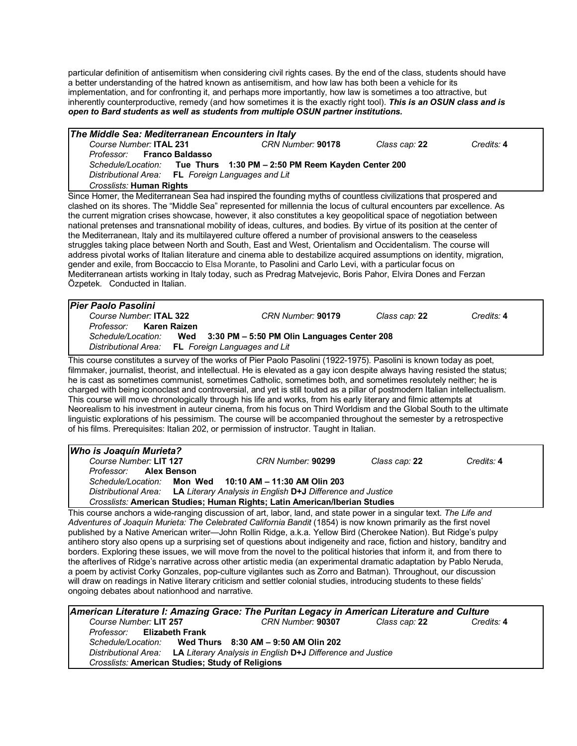particular definition of antisemitism when considering civil rights cases. By the end of the class, students should have a better understanding of the hatred known as antisemitism, and how law has both been a vehicle for its implementation, and for confronting it, and perhaps more importantly, how law is sometimes a too attractive, but inherently counterproductive, remedy (and how sometimes it is the exactly right tool). ***This is an OSUN class and is open to Bard students as well as students from multiple OSUN partner institutions.***

### *The Middle Sea: Mediterranean Encounters in Italy*

*Course Number:* **ITAL 231** *CRN Number:* **90178** *Class cap:* **22** *Credits:* **4**
*Professor:* **Franco Baldasso**
*Schedule/Location:* **Tue Thurs 1:30 PM – 2:50 PM Reem Kayden Center 200**
*Distributional Area:* **FL** *Foreign Languages and Lit*
*Crosslists:* **Human Rights**

Since Homer, the Mediterranean Sea had inspired the founding myths of countless civilizations that prospered and clashed on its shores. The "Middle Sea" represented for millennia the locus of cultural encounters par excellence. As the current migration crises showcase, however, it also constitutes a key geopolitical space of negotiation between national pretenses and transnational mobility of ideas, cultures, and bodies. By virtue of its position at the center of the Mediterranean, Italy and its multilayered culture offered a number of provisional answers to the ceaseless struggles taking place between North and South, East and West, Orientalism and Occidentalism. The course will address pivotal works of Italian literature and cinema able to destabilize acquired assumptions on identity, migration, gender and exile, from Boccaccio to Elsa Morante, to Pasolini and Carlo Levi, with a particular focus on Mediterranean artists working in Italy today, such as Predrag Matvejevic, Boris Pahor, Elvira Dones and Ferzan Özpetek. Conducted in Italian.

### *Pier Paolo Pasolini*

*Course Number:* **ITAL 322** *CRN Number:* **90179** *Class cap:* **22** *Credits:* **4**
*Professor:* **Karen Raizen**
*Schedule/Location:* **Wed 3:30 PM – 5:50 PM Olin Languages Center 208**
*Distributional Area:* **FL** *Foreign Languages and Lit*

This course constitutes a survey of the works of Pier Paolo Pasolini (1922-1975). Pasolini is known today as poet, filmmaker, journalist, theorist, and intellectual. He is elevated as a gay icon despite always having resisted the status; he is cast as sometimes communist, sometimes Catholic, sometimes both, and sometimes resolutely neither; he is charged with being iconoclast and controversial, and yet is still touted as a pillar of postmodern Italian intellectualism. This course will move chronologically through his life and works, from his early literary and filmic attempts at Neorealism to his investment in auteur cinema, from his focus on Third Worldism and the Global South to the ultimate linguistic explorations of his pessimism. The course will be accompanied throughout the semester by a retrospective of his films. Prerequisites: Italian 202, or permission of instructor. Taught in Italian.

### *Who is Joaquín Murieta?*

*Course Number:* **LIT 127** *CRN Number:* **90299** *Class cap:* **22** *Credits:* **4**
*Professor:* **Alex Benson**
*Schedule/Location:* **Mon Wed 10:10 AM – 11:30 AM Olin 203**
*Distributional Area:* **LA** *Literary Analysis in English* **D+J** *Difference and Justice*
*Crosslists:* **American Studies; Human Rights; Latin American/Iberian Studies**

This course anchors a wide-ranging discussion of art, labor, land, and state power in a singular text. *The Life and Adventures of Joaquín Murieta: The Celebrated California Bandit* (1854) is now known primarily as the first novel published by a Native American writer—John Rollin Ridge, a.k.a. Yellow Bird (Cherokee Nation). But Ridge's pulpy antihero story also opens up a surprising set of questions about indigeneity and race, fiction and history, banditry and borders. Exploring these issues, we will move from the novel to the political histories that inform it, and from there to the afterlives of Ridge's narrative across other artistic media (an experimental dramatic adaptation by Pablo Neruda, a poem by activist Corky Gonzales, pop-culture vigilantes such as Zorro and Batman). Throughout, our discussion will draw on readings in Native literary criticism and settler colonial studies, introducing students to these fields' ongoing debates about nationhood and narrative.

### *American Literature I: Amazing Grace: The Puritan Legacy in American Literature and Culture*

*Course Number:* **LIT 257** *CRN Number:* **90307** *Class cap:* **22** *Credits:* **4**
*Professor:* **Elizabeth Frank**
*Schedule/Location:* **Wed Thurs 8:30 AM – 9:50 AM Olin 202**
*Distributional Area:* **LA** *Literary Analysis in English* **D+J** *Difference and Justice*
*Crosslists:* **American Studies; Study of Religions**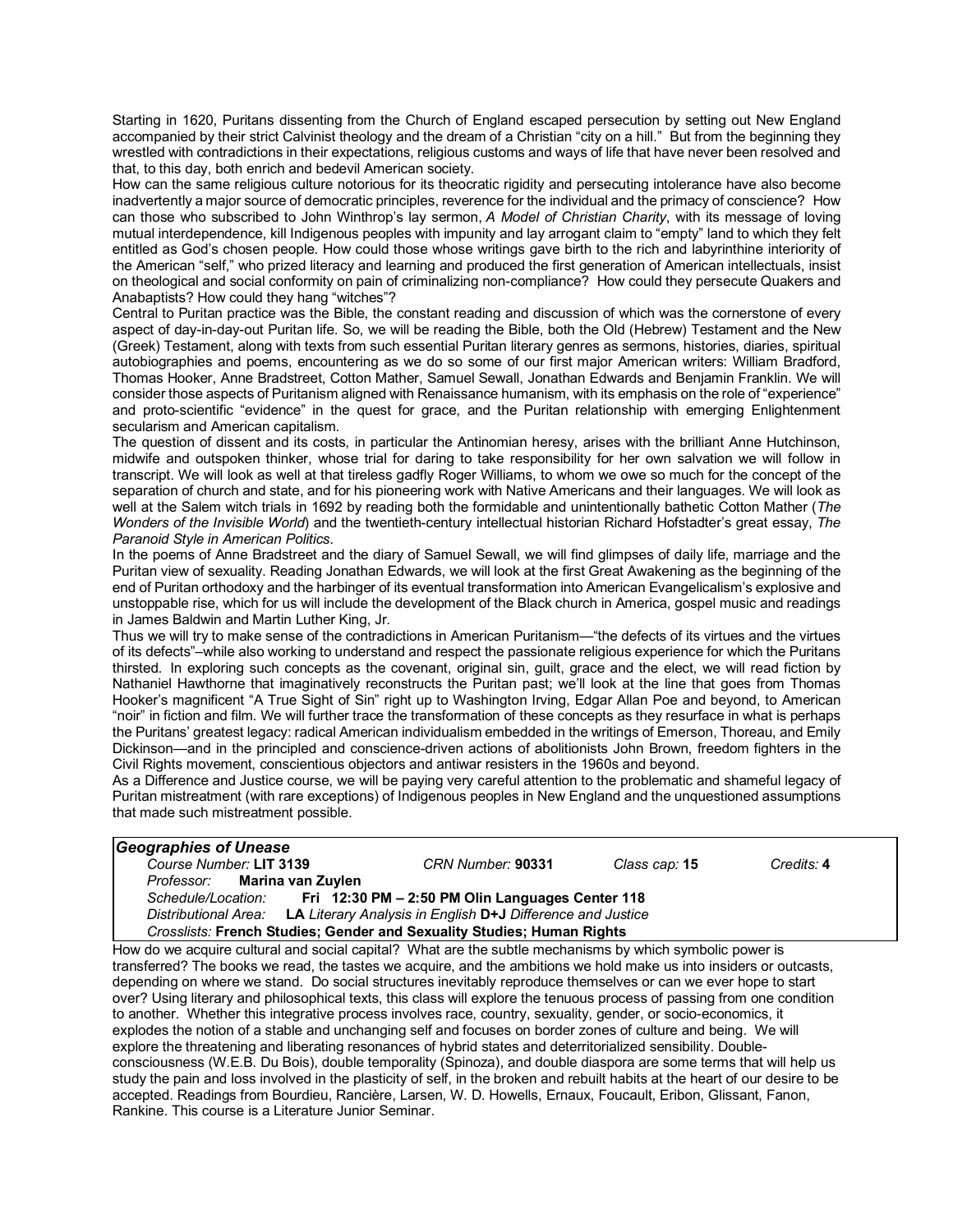Starting in 1620, Puritans dissenting from the Church of England escaped persecution by setting out New England accompanied by their strict Calvinist theology and the dream of a Christian "city on a hill." But from the beginning they wrestled with contradictions in their expectations, religious customs and ways of life that have never been resolved and that, to this day, both enrich and bedevil American society.

How can the same religious culture notorious for its theocratic rigidity and persecuting intolerance have also become inadvertently a major source of democratic principles, reverence for the individual and the primacy of conscience? How can those who subscribed to John Winthrop's lay sermon, *A Model of Christian Charity*, with its message of loving mutual interdependence, kill Indigenous peoples with impunity and lay arrogant claim to "empty" land to which they felt entitled as God's chosen people. How could those whose writings gave birth to the rich and labyrinthine interiority of the American "self," who prized literacy and learning and produced the first generation of American intellectuals, insist on theological and social conformity on pain of criminalizing non-compliance? How could they persecute Quakers and Anabaptists? How could they hang "witches"?

Central to Puritan practice was the Bible, the constant reading and discussion of which was the cornerstone of every aspect of day-in-day-out Puritan life. So, we will be reading the Bible, both the Old (Hebrew) Testament and the New (Greek) Testament, along with texts from such essential Puritan literary genres as sermons, histories, diaries, spiritual autobiographies and poems, encountering as we do so some of our first major American writers: William Bradford, Thomas Hooker, Anne Bradstreet, Cotton Mather, Samuel Sewall, Jonathan Edwards and Benjamin Franklin. We will consider those aspects of Puritanism aligned with Renaissance humanism, with its emphasis on the role of "experience" and proto-scientific "evidence" in the quest for grace, and the Puritan relationship with emerging Enlightenment secularism and American capitalism.

The question of dissent and its costs, in particular the Antinomian heresy, arises with the brilliant Anne Hutchinson, midwife and outspoken thinker, whose trial for daring to take responsibility for her own salvation we will follow in transcript. We will look as well at that tireless gadfly Roger Williams, to whom we owe so much for the concept of the separation of church and state, and for his pioneering work with Native Americans and their languages. We will look as well at the Salem witch trials in 1692 by reading both the formidable and unintentionally bathetic Cotton Mather (*The Wonders of the Invisible World*) and the twentieth-century intellectual historian Richard Hofstadter's great essay, *The Paranoid Style in American Politics*.

In the poems of Anne Bradstreet and the diary of Samuel Sewall, we will find glimpses of daily life, marriage and the Puritan view of sexuality. Reading Jonathan Edwards, we will look at the first Great Awakening as the beginning of the end of Puritan orthodoxy and the harbinger of its eventual transformation into American Evangelicalism's explosive and unstoppable rise, which for us will include the development of the Black church in America, gospel music and readings in James Baldwin and Martin Luther King, Jr.

Thus we will try to make sense of the contradictions in American Puritanism—"the defects of its virtues and the virtues of its defects"–while also working to understand and respect the passionate religious experience for which the Puritans thirsted. In exploring such concepts as the covenant, original sin, guilt, grace and the elect, we will read fiction by Nathaniel Hawthorne that imaginatively reconstructs the Puritan past; we'll look at the line that goes from Thomas Hooker's magnificent "A True Sight of Sin" right up to Washington Irving, Edgar Allan Poe and beyond, to American "noir" in fiction and film. We will further trace the transformation of these concepts as they resurface in what is perhaps the Puritans' greatest legacy: radical American individualism embedded in the writings of Emerson, Thoreau, and Emily Dickinson—and in the principled and conscience-driven actions of abolitionists John Brown, freedom fighters in the Civil Rights movement, conscientious objectors and antiwar resisters in the 1960s and beyond.

As a Difference and Justice course, we will be paying very careful attention to the problematic and shameful legacy of Puritan mistreatment (with rare exceptions) of Indigenous peoples in New England and the unquestioned assumptions that made such mistreatment possible.

### *Geographies of Unease*

*Course Number:* **LIT 3139** *CRN Number:* **90331** *Class cap:* **15** *Credits:* **4**
*Professor:* **Marina van Zuylen**
*Schedule/Location:* **Fri 12:30 PM – 2:50 PM Olin Languages Center 118**
*Distributional Area:* **LA** *Literary Analysis in English* **D+J** *Difference and Justice*
*Crosslists:* **French Studies; Gender and Sexuality Studies; Human Rights**

How do we acquire cultural and social capital? What are the subtle mechanisms by which symbolic power is transferred? The books we read, the tastes we acquire, and the ambitions we hold make us into insiders or outcasts, depending on where we stand. Do social structures inevitably reproduce themselves or can we ever hope to start over? Using literary and philosophical texts, this class will explore the tenuous process of passing from one condition to another. Whether this integrative process involves race, country, sexuality, gender, or socio-economics, it explodes the notion of a stable and unchanging self and focuses on border zones of culture and being. We will explore the threatening and liberating resonances of hybrid states and deterritorialized sensibility. Double-consciousness (W.E.B. Du Bois), double temporality (Spinoza), and double diaspora are some terms that will help us study the pain and loss involved in the plasticity of self, in the broken and rebuilt habits at the heart of our desire to be accepted. Readings from Bourdieu, Rancière, Larsen, W. D. Howells, Ernaux, Foucault, Eribon, Glissant, Fanon, Rankine. This course is a Literature Junior Seminar.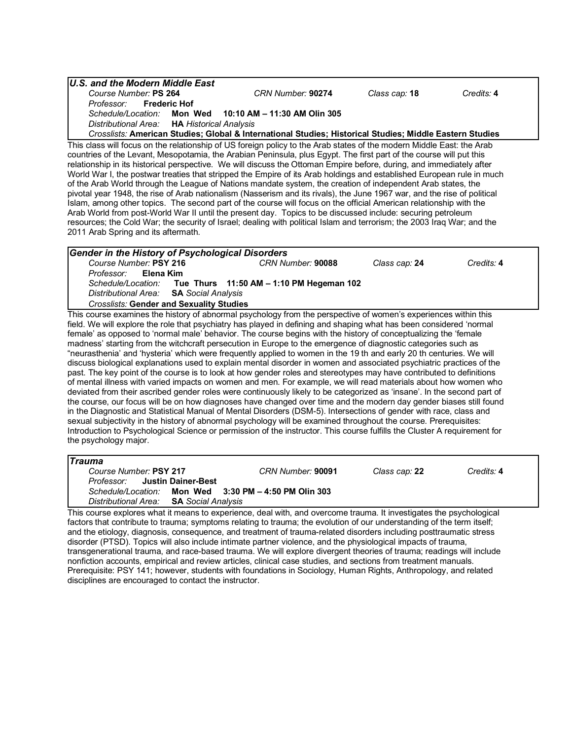### *U.S. and the Modern Middle East*

*Course Number:* **PS 264** *CRN Number:* **90274** *Class cap:* **18** *Credits:* **4**
*Professor:* **Frederic Hof**
*Schedule/Location:* **Mon Wed 10:10 AM – 11:30 AM Olin 305**
*Distributional Area:* **HA** *Historical Analysis*
*Crosslists:* **American Studies; Global & International Studies; Historical Studies; Middle Eastern Studies**

This class will focus on the relationship of US foreign policy to the Arab states of the modern Middle East: the Arab countries of the Levant, Mesopotamia, the Arabian Peninsula, plus Egypt. The first part of the course will put this relationship in its historical perspective. We will discuss the Ottoman Empire before, during, and immediately after World War I, the postwar treaties that stripped the Empire of its Arab holdings and established European rule in much of the Arab World through the League of Nations mandate system, the creation of independent Arab states, the pivotal year 1948, the rise of Arab nationalism (Nasserism and its rivals), the June 1967 war, and the rise of political Islam, among other topics. The second part of the course will focus on the official American relationship with the Arab World from post-World War II until the present day. Topics to be discussed include: securing petroleum resources; the Cold War; the security of Israel; dealing with political Islam and terrorism; the 2003 Iraq War; and the 2011 Arab Spring and its aftermath.

### *Gender in the History of Psychological Disorders*

*Course Number:* **PSY 216** *CRN Number:* **90088** *Class cap:* **24** *Credits:* **4**
*Professor:* **Elena Kim**
*Schedule/Location:* **Tue Thurs 11:50 AM – 1:10 PM Hegeman 102**
*Distributional Area:* **SA** *Social Analysis*
*Crosslists:* **Gender and Sexuality Studies**

This course examines the history of abnormal psychology from the perspective of women's experiences within this field. We will explore the role that psychiatry has played in defining and shaping what has been considered 'normal female' as opposed to 'normal male' behavior. The course begins with the history of conceptualizing the 'female madness' starting from the witchcraft persecution in Europe to the emergence of diagnostic categories such as "neurasthenia" and 'hysteria' which were frequently applied to women in the 19 th and early 20 th centuries. We will discuss biological explanations used to explain mental disorder in women and associated psychiatric practices of the past. The key point of the course is to look at how gender roles and stereotypes may have contributed to definitions of mental illness with varied impacts on women and men. For example, we will read materials about how women who deviated from their ascribed gender roles were continuously likely to be categorized as 'insane'. In the second part of the course, our focus will be on how diagnoses have changed over time and the modern day gender biases still found in the Diagnostic and Statistical Manual of Mental Disorders (DSM-5). Intersections of gender with race, class and sexual subjectivity in the history of abnormal psychology will be examined throughout the course. Prerequisites: Introduction to Psychological Science or permission of the instructor. This course fulfills the Cluster A requirement for the psychology major.

### *Trauma*

*Course Number:* **PSY 217** *CRN Number:* **90091** *Class cap:* **22** *Credits:* **4**
*Professor:* **Justin Dainer-Best**
*Schedule/Location:* **Mon Wed 3:30 PM – 4:50 PM Olin 303**
*Distributional Area:* **SA** *Social Analysis*

This course explores what it means to experience, deal with, and overcome trauma. It investigates the psychological factors that contribute to trauma; symptoms relating to trauma; the evolution of our understanding of the term itself; and the etiology, diagnosis, consequence, and treatment of trauma-related disorders including posttraumatic stress disorder (PTSD). Topics will also include intimate partner violence, and the physiological impacts of trauma, transgenerational trauma, and race-based trauma. We will explore divergent theories of trauma; readings will include nonfiction accounts, empirical and review articles, clinical case studies, and sections from treatment manuals. Prerequisite: PSY 141; however, students with foundations in Sociology, Human Rights, Anthropology, and related disciplines are encouraged to contact the instructor.